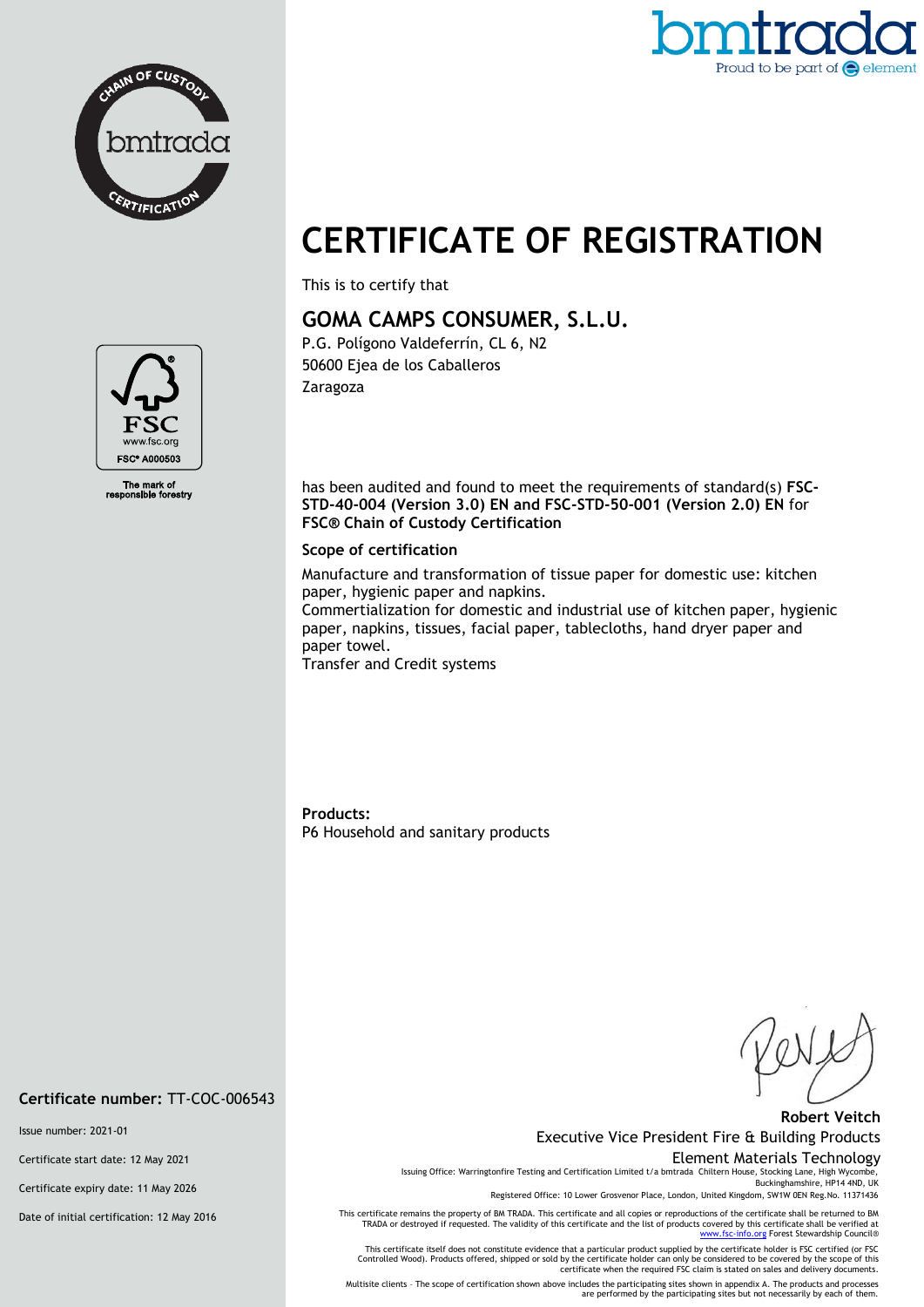bmtrada
Proud to be part of element

# CERTIFICATE OF REGISTRATION

This is to certify that

## GOMA CAMPS CONSUMER, S.L.U.

P.G. Polígono Valdeferrín, CL 6, N2
50600 Ejea de los Caballeros
Zaragoza

has been audited and found to meet the requirements of standard(s) **FSC-STD-40-004 (Version 3.0) EN and FSC-STD-50-001 (Version 2.0) EN** for **FSC® Chain of Custody Certification**

### Scope of certification

Manufacture and transformation of tissue paper for domestic use: kitchen paper, hygienic paper and napkins.
Commertialization for domestic and industrial use of kitchen paper, hygienic paper, napkins, tissues, facial paper, tablecloths, hand dryer paper and paper towel.
Transfer and Credit systems

**Products:**
P6 Household and sanitary products

FSC®
www.fsc.org
FSC® A000503
The mark of responsible forestry

**Certificate number:** TT-COC-006543

Issue number: 2021-01

Certificate start date: 12 May 2021

Certificate expiry date: 11 May 2026

Date of initial certification: 12 May 2016

**Robert Veitch**
Executive Vice President Fire & Building Products
Element Materials Technology

Issuing Office: Warringtonfire Testing and Certification Limited t/a bmtrada Chiltern House, Stocking Lane, High Wycombe, Buckinghamshire, HP14 4ND, UK

Registered Office: 10 Lower Grosvenor Place, London, United Kingdom, SW1W 0EN Reg.No. 11371436

This certificate remains the property of BM TRADA. This certificate and all copies or reproductions of the certificate shall be returned to BM TRADA or destroyed if requested. The validity of this certificate and the list of products covered by this certificate shall be verified at www.fsc-info.org Forest Stewardship Council®

This certificate itself does not constitute evidence that a particular product supplied by the certificate holder is FSC certified (or FSC Controlled Wood). Products offered, shipped or sold by the certificate holder can only be considered to be covered by the scope of this certificate when the required FSC claim is stated on sales and delivery documents.

Multisite clients - The scope of certification shown above includes the participating sites shown in appendix A. The products and processes are performed by the participating sites but not necessarily by each of them.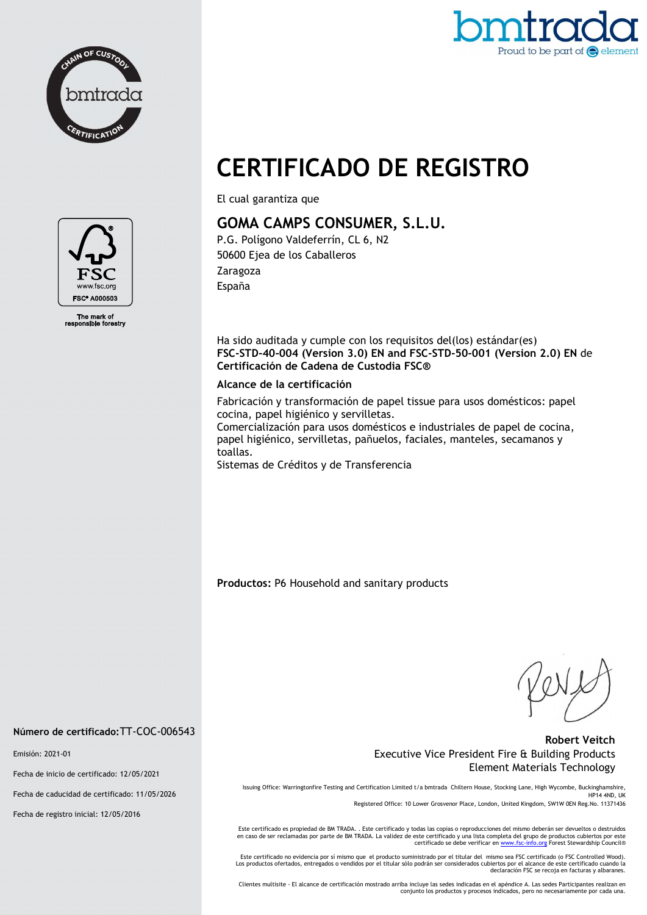# CERTIFICADO DE REGISTRO

El cual garantiza que

## GOMA CAMPS CONSUMER, S.L.U.

P.G. Polígono Valdeferrín, CL 6, N2
50600 Ejea de los Caballeros
Zaragoza
España

Ha sido auditada y cumple con los requisitos del(los) estándar(es) **FSC-STD-40-004 (Version 3.0) EN and FSC-STD-50-001 (Version 2.0) EN** de **Certificación de Cadena de Custodia FSC®**

### Alcance de la certificación

Fabricación y transformación de papel tissue para usos domésticos: papel cocina, papel higiénico y servilletas.
Comercialización para usos domésticos e industriales de papel de cocina, papel higiénico, servilletas, pañuelos, faciales, manteles, secamanos y toallas.
Sistemas de Créditos y de Transferencia

**Productos:** P6 Household and sanitary products

FSC
www.fsc.org
FSC® A000503
The mark of responsible forestry

**Robert Veitch**
Executive Vice President Fire & Building Products
Element Materials Technology

**Número de certificado:** TT-COC-006543

Emisión: 2021-01

Fecha de inicio de certificado: 12/05/2021

Fecha de caducidad de certificado: 11/05/2026

Fecha de registro inicial: 12/05/2016

Issuing Office: Warringtonfire Testing and Certification Limited t/a bmtrada Chiltern House, Stocking Lane, High Wycombe, Buckinghamshire, HP14 4ND, UK
Registered Office: 10 Lower Grosvenor Place, London, United Kingdom, SW1W 0EN Reg.No. 11371436

Este certificado es propiedad de BM TRADA. . Este certificado y todas las copias o reproducciones del mismo deberán ser devueltos o destruidos en caso de ser reclamadas por parte de BM TRADA. La validez de este certificado y una lista completa del grupo de productos cubiertos por este certificado se debe verificar en www.fsc-info.org Forest Stewardship Council®

Este certificado no evidencia por sí mismo que el producto suministrado por el titular del mismo sea FSC certificado (o FSC Controlled Wood). Los productos ofertados, entregados o vendidos por el titular sólo podrán ser considerados cubiertos por el alcance de este certificado cuando la declaración FSC se recoja en facturas y albaranes.

Clientes multisite - El alcance de certificación mostrado arriba incluye las sedes indicadas en el apéndice A. Las sedes Participantes realizan en conjunto los productos y procesos indicados, pero no necesariamente por cada una.